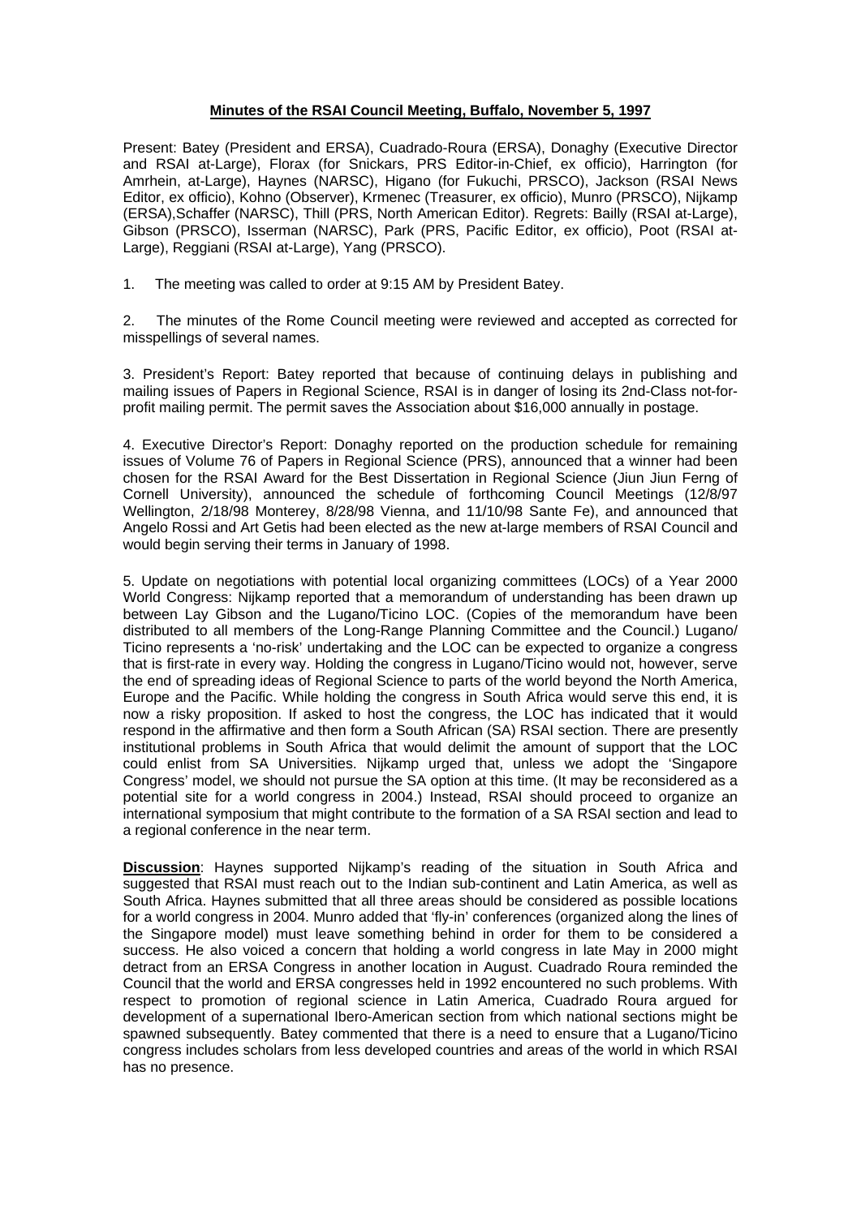# Minutes of the RSAI Council Meeting, Buffalo, November 5, 1997

Present: Batey (President and ERSA), Cuadrado-Roura (ERSA), Donaghy (Executive Director and RSAI at-Large), Florax (for Snickars, PRS Editor-in-Chief, ex officio), Harrington (for Amrhein, at-Large), Haynes (NARSC), Higano (for Fukuchi, PRSCO), Jackson (RSAI News Editor, ex officio), Kohno (Observer), Krmenec (Treasurer, ex officio), Munro (PRSCO), Nijkamp (ERSA),Schaffer (NARSC), Thill (PRS, North American Editor). Regrets: Bailly (RSAI at-Large), Gibson (PRSCO), Isserman (NARSC), Park (PRS, Pacific Editor, ex officio), Poot (RSAI at-Large), Reggiani (RSAI at-Large), Yang (PRSCO).

1. The meeting was called to order at 9:15 AM by President Batey.

2. The minutes of the Rome Council meeting were reviewed and accepted as corrected for misspellings of several names.

3. President's Report: Batey reported that because of continuing delays in publishing and mailing issues of Papers in Regional Science, RSAI is in danger of losing its 2nd-Class not-for-profit mailing permit. The permit saves the Association about $16,000 annually in postage.

4. Executive Director's Report: Donaghy reported on the production schedule for remaining issues of Volume 76 of Papers in Regional Science (PRS), announced that a winner had been chosen for the RSAI Award for the Best Dissertation in Regional Science (Jiun Jiun Ferng of Cornell University), announced the schedule of forthcoming Council Meetings (12/8/97 Wellington, 2/18/98 Monterey, 8/28/98 Vienna, and 11/10/98 Sante Fe), and announced that Angelo Rossi and Art Getis had been elected as the new at-large members of RSAI Council and would begin serving their terms in January of 1998.

5. Update on negotiations with potential local organizing committees (LOCs) of a Year 2000 World Congress: Nijkamp reported that a memorandum of understanding has been drawn up between Lay Gibson and the Lugano/Ticino LOC. (Copies of the memorandum have been distributed to all members of the Long-Range Planning Committee and the Council.) Lugano/ Ticino represents a 'no-risk' undertaking and the LOC can be expected to organize a congress that is first-rate in every way. Holding the congress in Lugano/Ticino would not, however, serve the end of spreading ideas of Regional Science to parts of the world beyond the North America, Europe and the Pacific. While holding the congress in South Africa would serve this end, it is now a risky proposition. If asked to host the congress, the LOC has indicated that it would respond in the affirmative and then form a South African (SA) RSAI section. There are presently institutional problems in South Africa that would delimit the amount of support that the LOC could enlist from SA Universities. Nijkamp urged that, unless we adopt the 'Singapore Congress' model, we should not pursue the SA option at this time. (It may be reconsidered as a potential site for a world congress in 2004.) Instead, RSAI should proceed to organize an international symposium that might contribute to the formation of a SA RSAI section and lead to a regional conference in the near term.

**Discussion**: Haynes supported Nijkamp's reading of the situation in South Africa and suggested that RSAI must reach out to the Indian sub-continent and Latin America, as well as South Africa. Haynes submitted that all three areas should be considered as possible locations for a world congress in 2004. Munro added that 'fly-in' conferences (organized along the lines of the Singapore model) must leave something behind in order for them to be considered a success. He also voiced a concern that holding a world congress in late May in 2000 might detract from an ERSA Congress in another location in August. Cuadrado Roura reminded the Council that the world and ERSA congresses held in 1992 encountered no such problems. With respect to promotion of regional science in Latin America, Cuadrado Roura argued for development of a supernational Ibero-American section from which national sections might be spawned subsequently. Batey commented that there is a need to ensure that a Lugano/Ticino congress includes scholars from less developed countries and areas of the world in which RSAI has no presence.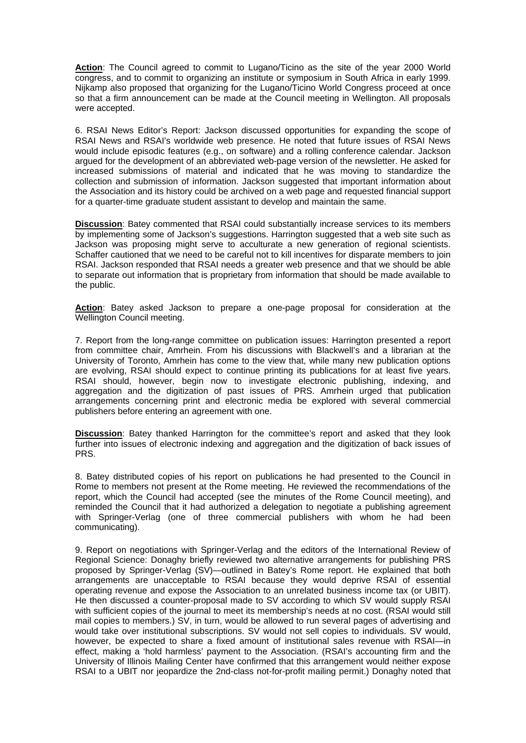**Action**: The Council agreed to commit to Lugano/Ticino as the site of the year 2000 World congress, and to commit to organizing an institute or symposium in South Africa in early 1999. Nijkamp also proposed that organizing for the Lugano/Ticino World Congress proceed at once so that a firm announcement can be made at the Council meeting in Wellington. All proposals were accepted.

6. RSAI News Editor's Report: Jackson discussed opportunities for expanding the scope of RSAI News and RSAI's worldwide web presence. He noted that future issues of RSAI News would include episodic features (e.g., on software) and a rolling conference calendar. Jackson argued for the development of an abbreviated web-page version of the newsletter. He asked for increased submissions of material and indicated that he was moving to standardize the collection and submission of information. Jackson suggested that important information about the Association and its history could be archived on a web page and requested financial support for a quarter-time graduate student assistant to develop and maintain the same.

**Discussion**: Batey commented that RSAI could substantially increase services to its members by implementing some of Jackson's suggestions. Harrington suggested that a web site such as Jackson was proposing might serve to acculturate a new generation of regional scientists. Schaffer cautioned that we need to be careful not to kill incentives for disparate members to join RSAI. Jackson responded that RSAI needs a greater web presence and that we should be able to separate out information that is proprietary from information that should be made available to the public.

**Action**: Batey asked Jackson to prepare a one-page proposal for consideration at the Wellington Council meeting.

7. Report from the long-range committee on publication issues: Harrington presented a report from committee chair, Amrhein. From his discussions with Blackwell's and a librarian at the University of Toronto, Amrhein has come to the view that, while many new publication options are evolving, RSAI should expect to continue printing its publications for at least five years. RSAI should, however, begin now to investigate electronic publishing, indexing, and aggregation and the digitization of past issues of PRS. Amrhein urged that publication arrangements concerning print and electronic media be explored with several commercial publishers before entering an agreement with one.

**Discussion**: Batey thanked Harrington for the committee's report and asked that they look further into issues of electronic indexing and aggregation and the digitization of back issues of PRS.

8. Batey distributed copies of his report on publications he had presented to the Council in Rome to members not present at the Rome meeting. He reviewed the recommendations of the report, which the Council had accepted (see the minutes of the Rome Council meeting), and reminded the Council that it had authorized a delegation to negotiate a publishing agreement with Springer-Verlag (one of three commercial publishers with whom he had been communicating).

9. Report on negotiations with Springer-Verlag and the editors of the International Review of Regional Science: Donaghy briefly reviewed two alternative arrangements for publishing PRS proposed by Springer-Verlag (SV)—outlined in Batey's Rome report. He explained that both arrangements are unacceptable to RSAI because they would deprive RSAI of essential operating revenue and expose the Association to an unrelated business income tax (or UBIT). He then discussed a counter-proposal made to SV according to which SV would supply RSAI with sufficient copies of the journal to meet its membership's needs at no cost. (RSAI would still mail copies to members.) SV, in turn, would be allowed to run several pages of advertising and would take over institutional subscriptions. SV would not sell copies to individuals. SV would, however, be expected to share a fixed amount of institutional sales revenue with RSAI—in effect, making a 'hold harmless' payment to the Association. (RSAI's accounting firm and the University of Illinois Mailing Center have confirmed that this arrangement would neither expose RSAI to a UBIT nor jeopardize the 2nd-class not-for-profit mailing permit.) Donaghy noted that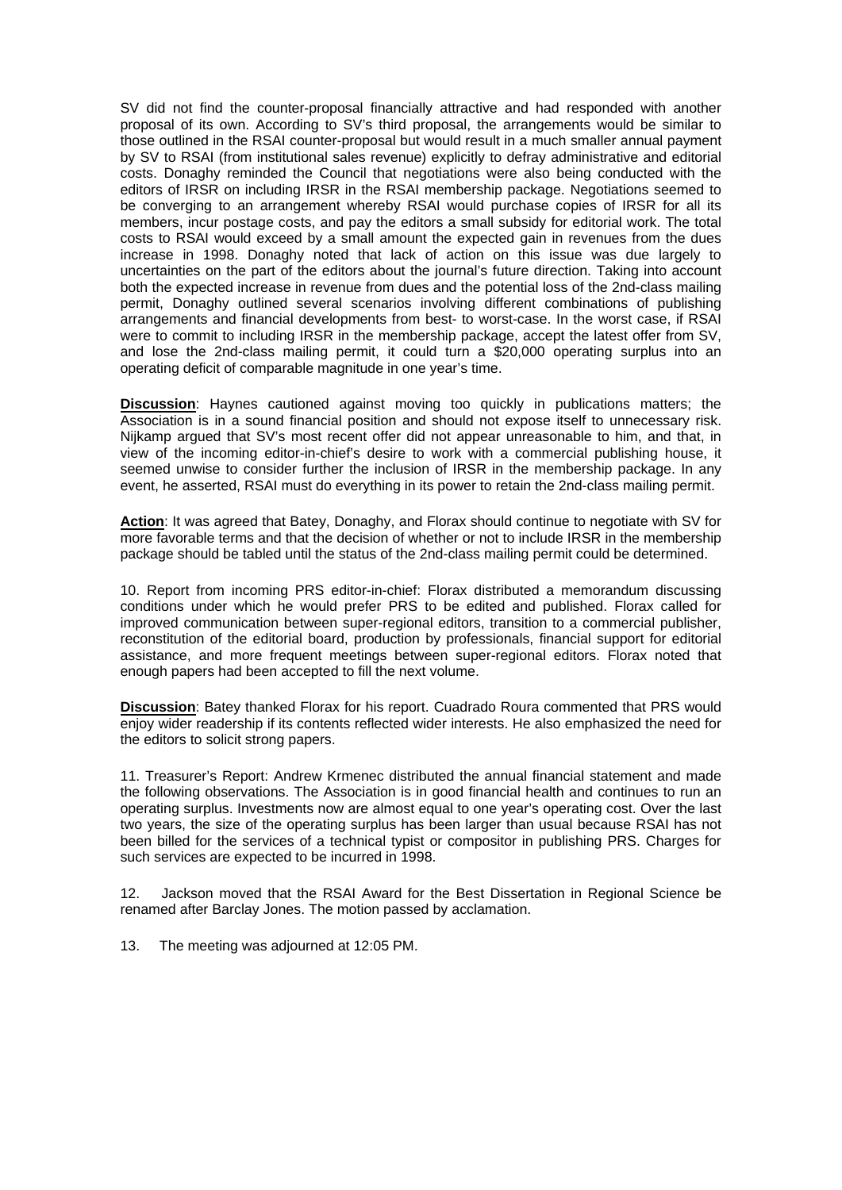SV did not find the counter-proposal financially attractive and had responded with another proposal of its own. According to SV's third proposal, the arrangements would be similar to those outlined in the RSAI counter-proposal but would result in a much smaller annual payment by SV to RSAI (from institutional sales revenue) explicitly to defray administrative and editorial costs. Donaghy reminded the Council that negotiations were also being conducted with the editors of IRSR on including IRSR in the RSAI membership package. Negotiations seemed to be converging to an arrangement whereby RSAI would purchase copies of IRSR for all its members, incur postage costs, and pay the editors a small subsidy for editorial work. The total costs to RSAI would exceed by a small amount the expected gain in revenues from the dues increase in 1998. Donaghy noted that lack of action on this issue was due largely to uncertainties on the part of the editors about the journal's future direction. Taking into account both the expected increase in revenue from dues and the potential loss of the 2nd-class mailing permit, Donaghy outlined several scenarios involving different combinations of publishing arrangements and financial developments from best- to worst-case. In the worst case, if RSAI were to commit to including IRSR in the membership package, accept the latest offer from SV, and lose the 2nd-class mailing permit, it could turn a $20,000 operating surplus into an operating deficit of comparable magnitude in one year's time.

**Discussion**: Haynes cautioned against moving too quickly in publications matters; the Association is in a sound financial position and should not expose itself to unnecessary risk. Nijkamp argued that SV's most recent offer did not appear unreasonable to him, and that, in view of the incoming editor-in-chief's desire to work with a commercial publishing house, it seemed unwise to consider further the inclusion of IRSR in the membership package. In any event, he asserted, RSAI must do everything in its power to retain the 2nd-class mailing permit.

**Action**: It was agreed that Batey, Donaghy, and Florax should continue to negotiate with SV for more favorable terms and that the decision of whether or not to include IRSR in the membership package should be tabled until the status of the 2nd-class mailing permit could be determined.

10. Report from incoming PRS editor-in-chief: Florax distributed a memorandum discussing conditions under which he would prefer PRS to be edited and published. Florax called for improved communication between super-regional editors, transition to a commercial publisher, reconstitution of the editorial board, production by professionals, financial support for editorial assistance, and more frequent meetings between super-regional editors. Florax noted that enough papers had been accepted to fill the next volume.

**Discussion**: Batey thanked Florax for his report. Cuadrado Roura commented that PRS would enjoy wider readership if its contents reflected wider interests. He also emphasized the need for the editors to solicit strong papers.

11. Treasurer's Report: Andrew Krmenec distributed the annual financial statement and made the following observations. The Association is in good financial health and continues to run an operating surplus. Investments now are almost equal to one year's operating cost. Over the last two years, the size of the operating surplus has been larger than usual because RSAI has not been billed for the services of a technical typist or compositor in publishing PRS. Charges for such services are expected to be incurred in 1998.

12. Jackson moved that the RSAI Award for the Best Dissertation in Regional Science be renamed after Barclay Jones. The motion passed by acclamation.

13. The meeting was adjourned at 12:05 PM.